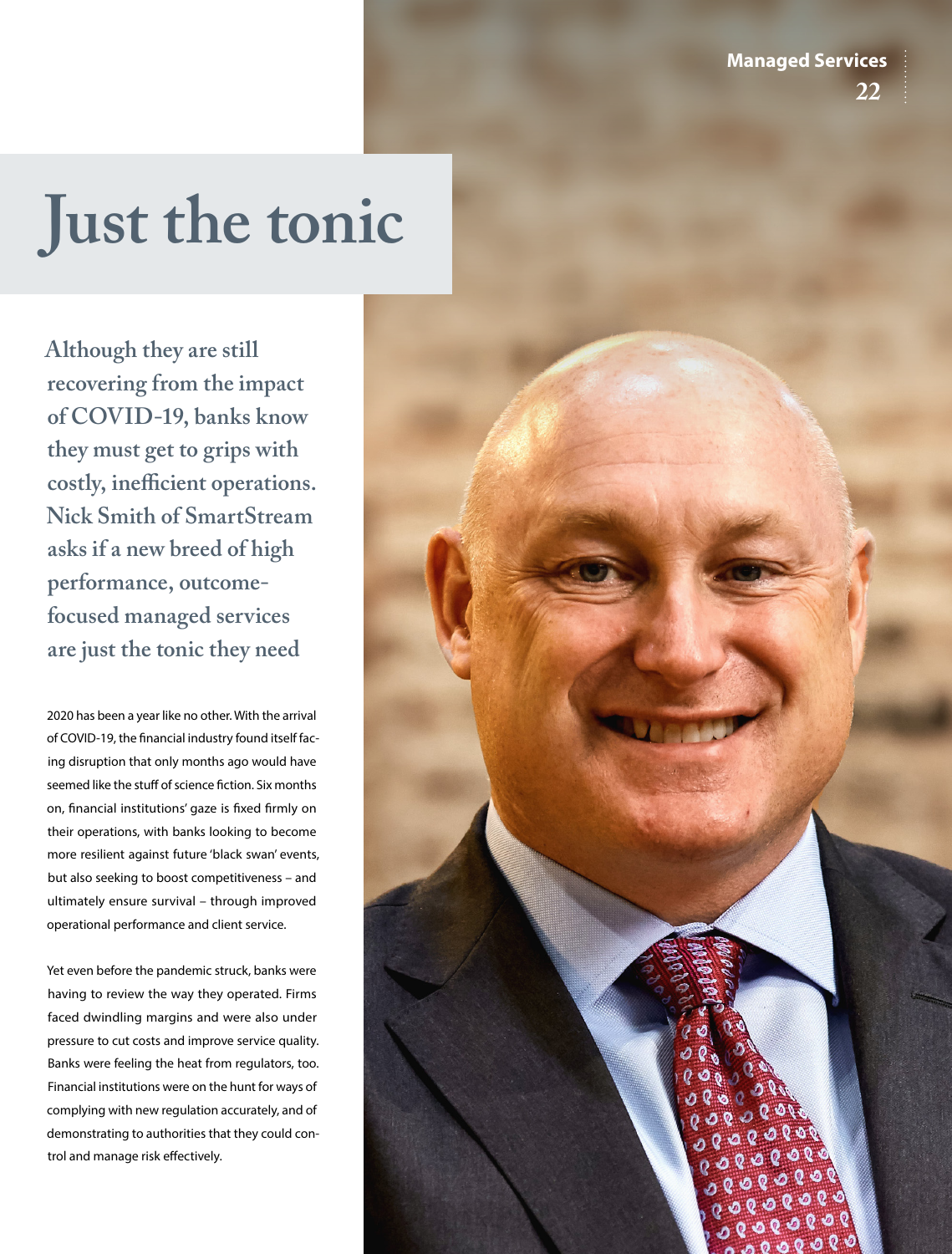# Just the tonic

**Although they are still recovering from the impact of COVID-19, banks know they must get to grips with costly, inefficient operations. Nick Smith of SmartStream asks if a new breed of high performance, outcome-focused managed services are just the tonic they need**

2020 has been a year like no other. With the arrival of COVID-19, the financial industry found itself facing disruption that only months ago would have seemed like the stuff of science fiction. Six months on, financial institutions' gaze is fixed firmly on their operations, with banks looking to become more resilient against future 'black swan' events, but also seeking to boost competitiveness – and ultimately ensure survival – through improved operational performance and client service.

Yet even before the pandemic struck, banks were having to review the way they operated. Firms faced dwindling margins and were also under pressure to cut costs and improve service quality. Banks were feeling the heat from regulators, too. Financial institutions were on the hunt for ways of complying with new regulation accurately, and of demonstrating to authorities that they could control and manage risk effectively.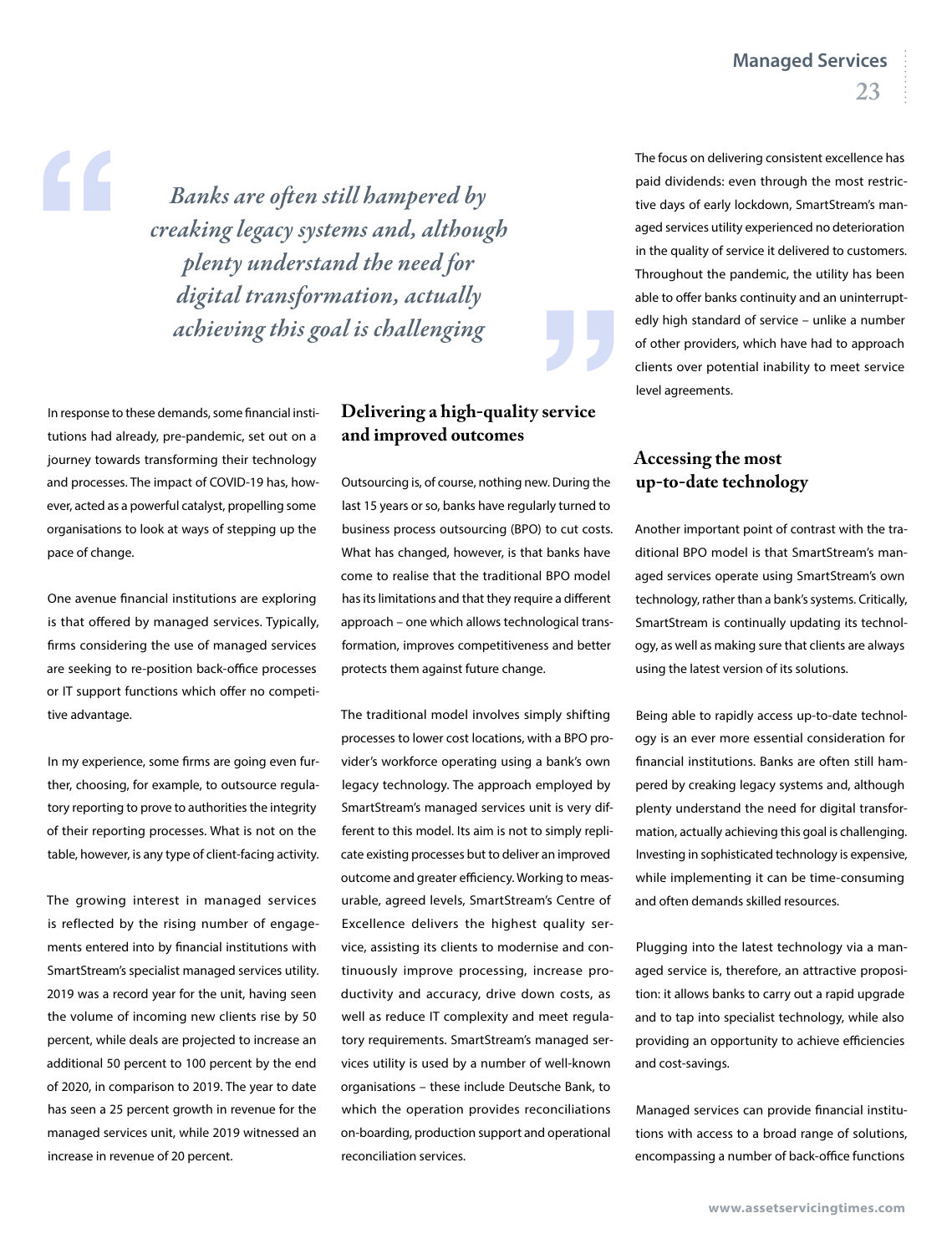> *Banks are often still hampered by creaking legacy systems and, although plenty understand the need for digital transformation, actually achieving this goal is challenging*

In response to these demands, some financial institutions had already, pre-pandemic, set out on a journey towards transforming their technology and processes. The impact of COVID-19 has, however, acted as a powerful catalyst, propelling some organisations to look at ways of stepping up the pace of change.

One avenue financial institutions are exploring is that offered by managed services. Typically, firms considering the use of managed services are seeking to re-position back-office processes or IT support functions which offer no competitive advantage.

In my experience, some firms are going even further, choosing, for example, to outsource regulatory reporting to prove to authorities the integrity of their reporting processes. What is not on the table, however, is any type of client-facing activity.

The growing interest in managed services is reflected by the rising number of engagements entered into by financial institutions with SmartStream's specialist managed services utility. 2019 was a record year for the unit, having seen the volume of incoming new clients rise by 50 percent, while deals are projected to increase an additional 50 percent to 100 percent by the end of 2020, in comparison to 2019. The year to date has seen a 25 percent growth in revenue for the managed services unit, while 2019 witnessed an increase in revenue of 20 percent.

## Delivering a high-quality service and improved outcomes

Outsourcing is, of course, nothing new. During the last 15 years or so, banks have regularly turned to business process outsourcing (BPO) to cut costs. What has changed, however, is that banks have come to realise that the traditional BPO model has its limitations and that they require a different approach – one which allows technological transformation, improves competitiveness and better protects them against future change.

The traditional model involves simply shifting processes to lower cost locations, with a BPO provider's workforce operating using a bank's own legacy technology. The approach employed by SmartStream's managed services unit is very different to this model. Its aim is not to simply replicate existing processes but to deliver an improved outcome and greater efficiency. Working to measurable, agreed levels, SmartStream's Centre of Excellence delivers the highest quality service, assisting its clients to modernise and continuously improve processing, increase productivity and accuracy, drive down costs, as well as reduce IT complexity and meet regulatory requirements. SmartStream's managed services utility is used by a number of well-known organisations – these include Deutsche Bank, to which the operation provides reconciliations on-boarding, production support and operational reconciliation services.

The focus on delivering consistent excellence has paid dividends: even through the most restrictive days of early lockdown, SmartStream's managed services utility experienced no deterioration in the quality of service it delivered to customers. Throughout the pandemic, the utility has been able to offer banks continuity and an uninterruptedly high standard of service – unlike a number of other providers, which have had to approach clients over potential inability to meet service level agreements.

## Accessing the most up-to-date technology

Another important point of contrast with the traditional BPO model is that SmartStream's managed services operate using SmartStream's own technology, rather than a bank's systems. Critically, SmartStream is continually updating its technology, as well as making sure that clients are always using the latest version of its solutions.

Being able to rapidly access up-to-date technology is an ever more essential consideration for financial institutions. Banks are often still hampered by creaking legacy systems and, although plenty understand the need for digital transformation, actually achieving this goal is challenging. Investing in sophisticated technology is expensive, while implementing it can be time-consuming and often demands skilled resources.

Plugging into the latest technology via a managed service is, therefore, an attractive proposition: it allows banks to carry out a rapid upgrade and to tap into specialist technology, while also providing an opportunity to achieve efficiencies and cost-savings.

Managed services can provide financial institutions with access to a broad range of solutions, encompassing a number of back-office functions